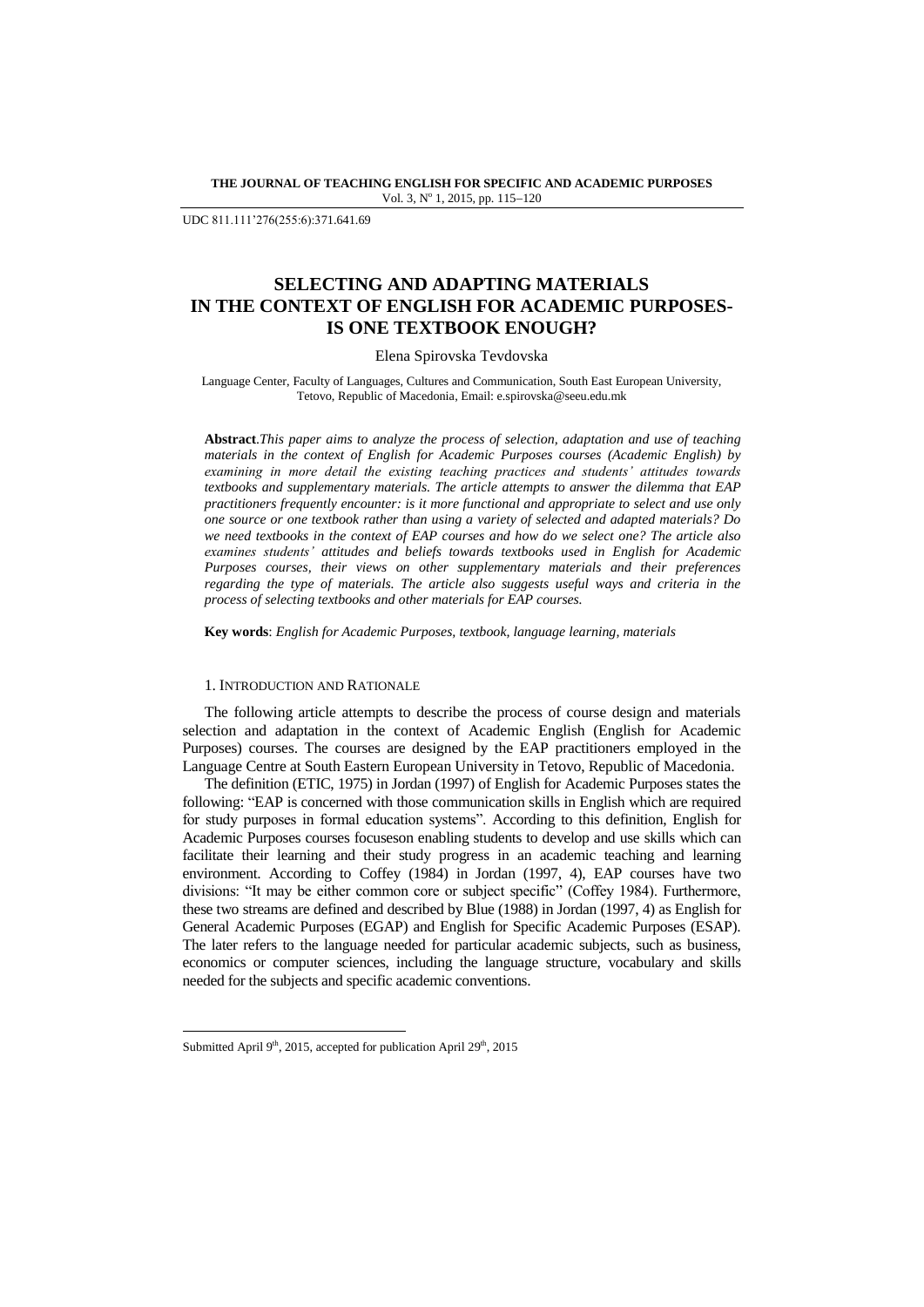UDC 811.111'276(255:6):371.641.69

# SELECTING AND ADAPTING MATERIALS IN THE CONTEXT OF ENGLISH FOR ACADEMIC PURPOSES- IS ONE TEXTBOOK ENOUGH?

Elena Spirovska Tevdovska

Language Center, Faculty of Languages, Cultures and Communication, South East European University, Tetovo, Republic of Macedonia, Email: e.spirovska@seeu.edu.mk

**Abstract**.*This paper aims to analyze the process of selection, adaptation and use of teaching materials in the context of English for Academic Purposes courses (Academic English) by examining in more detail the existing teaching practices and students' attitudes towards textbooks and supplementary materials. The article attempts to answer the dilemma that EAP practitioners frequently encounter: is it more functional and appropriate to select and use only one source or one textbook rather than using a variety of selected and adapted materials? Do we need textbooks in the context of EAP courses and how do we select one? The article also examines students' attitudes and beliefs towards textbooks used in English for Academic Purposes courses, their views on other supplementary materials and their preferences regarding the type of materials. The article also suggests useful ways and criteria in the process of selecting textbooks and other materials for EAP courses.*

**Key words**: *English for Academic Purposes, textbook, language learning, materials*

## 1. Introduction and Rationale

The following article attempts to describe the process of course design and materials selection and adaptation in the context of Academic English (English for Academic Purposes) courses. The courses are designed by the EAP practitioners employed in the Language Centre at South Eastern European University in Tetovo, Republic of Macedonia.

The definition (ETIC, 1975) in Jordan (1997) of English for Academic Purposes states the following: "EAP is concerned with those communication skills in English which are required for study purposes in formal education systems". According to this definition, English for Academic Purposes courses focuseson enabling students to develop and use skills which can facilitate their learning and their study progress in an academic teaching and learning environment. According to Coffey (1984) in Jordan (1997, 4), EAP courses have two divisions: "It may be either common core or subject specific" (Coffey 1984). Furthermore, these two streams are defined and described by Blue (1988) in Jordan (1997, 4) as English for General Academic Purposes (EGAP) and English for Specific Academic Purposes (ESAP). The later refers to the language needed for particular academic subjects, such as business, economics or computer sciences, including the language structure, vocabulary and skills needed for the subjects and specific academic conventions.

---

Submitted April 9th, 2015, accepted for publication April 29th, 2015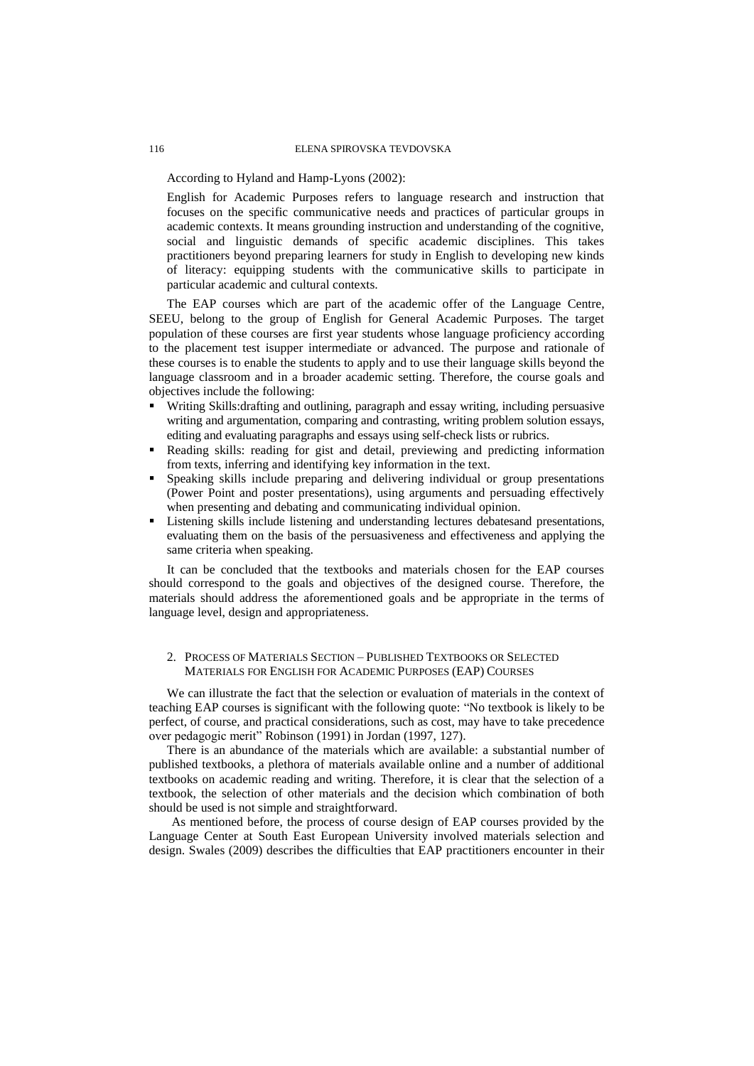According to Hyland and Hamp-Lyons (2002):

> English for Academic Purposes refers to language research and instruction that focuses on the specific communicative needs and practices of particular groups in academic contexts. It means grounding instruction and understanding of the cognitive, social and linguistic demands of specific academic disciplines. This takes practitioners beyond preparing learners for study in English to developing new kinds of literacy: equipping students with the communicative skills to participate in particular academic and cultural contexts.

The EAP courses which are part of the academic offer of the Language Centre, SEEU, belong to the group of English for General Academic Purposes. The target population of these courses are first year students whose language proficiency according to the placement test isupper intermediate or advanced. The purpose and rationale of these courses is to enable the students to apply and to use their language skills beyond the language classroom and in a broader academic setting. Therefore, the course goals and objectives include the following:

- Writing Skills:drafting and outlining, paragraph and essay writing, including persuasive writing and argumentation, comparing and contrasting, writing problem solution essays, editing and evaluating paragraphs and essays using self-check lists or rubrics.
- Reading skills: reading for gist and detail, previewing and predicting information from texts, inferring and identifying key information in the text.
- Speaking skills include preparing and delivering individual or group presentations (Power Point and poster presentations), using arguments and persuading effectively when presenting and debating and communicating individual opinion.
- Listening skills include listening and understanding lectures debatesand presentations, evaluating them on the basis of the persuasiveness and effectiveness and applying the same criteria when speaking.

It can be concluded that the textbooks and materials chosen for the EAP courses should correspond to the goals and objectives of the designed course. Therefore, the materials should address the aforementioned goals and be appropriate in the terms of language level, design and appropriateness.

## 2. Process of Materials Section – Published Textbooks or Selected Materials for English for Academic Purposes (EAP) Courses

We can illustrate the fact that the selection or evaluation of materials in the context of teaching EAP courses is significant with the following quote: "No textbook is likely to be perfect, of course, and practical considerations, such as cost, may have to take precedence over pedagogic merit" Robinson (1991) in Jordan (1997, 127).

There is an abundance of the materials which are available: a substantial number of published textbooks, a plethora of materials available online and a number of additional textbooks on academic reading and writing. Therefore, it is clear that the selection of a textbook, the selection of other materials and the decision which combination of both should be used is not simple and straightforward.

As mentioned before, the process of course design of EAP courses provided by the Language Center at South East European University involved materials selection and design. Swales (2009) describes the difficulties that EAP practitioners encounter in their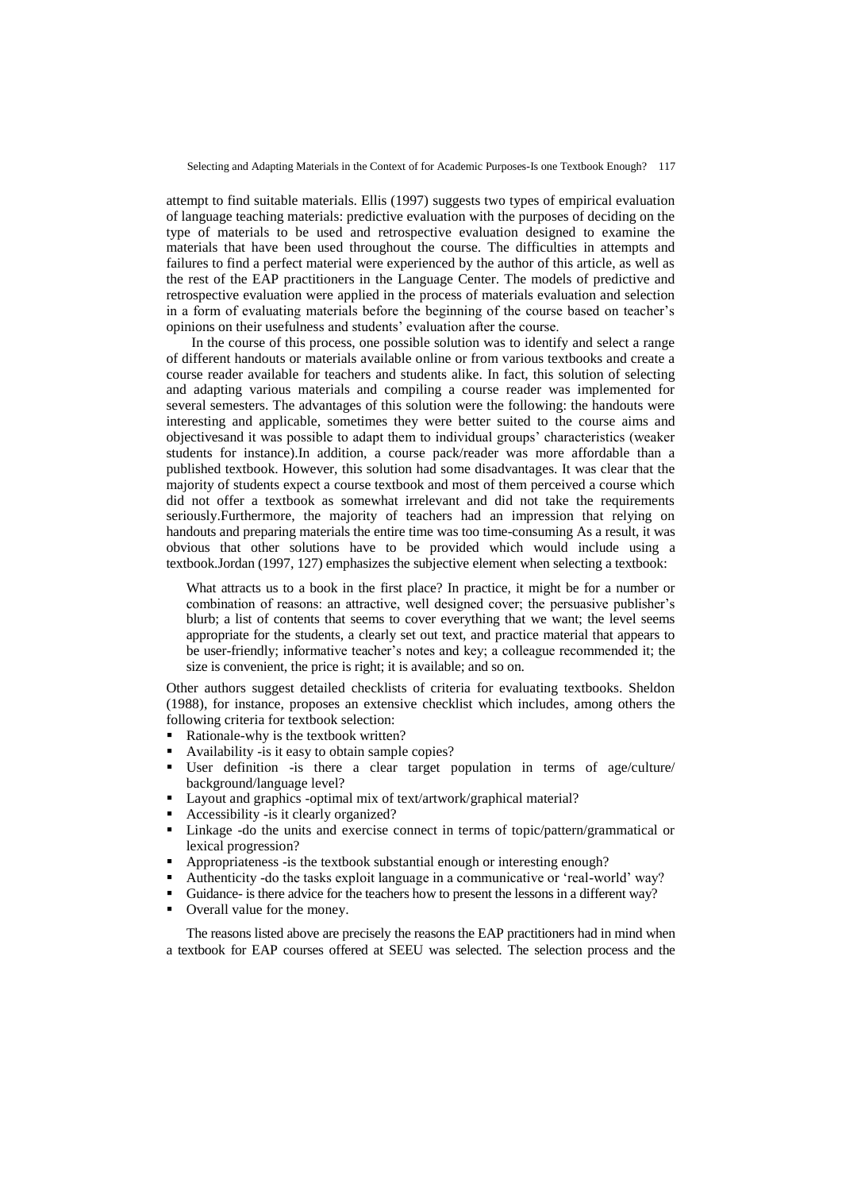attempt to find suitable materials. Ellis (1997) suggests two types of empirical evaluation of language teaching materials: predictive evaluation with the purposes of deciding on the type of materials to be used and retrospective evaluation designed to examine the materials that have been used throughout the course. The difficulties in attempts and failures to find a perfect material were experienced by the author of this article, as well as the rest of the EAP practitioners in the Language Center. The models of predictive and retrospective evaluation were applied in the process of materials evaluation and selection in a form of evaluating materials before the beginning of the course based on teacher's opinions on their usefulness and students' evaluation after the course.

In the course of this process, one possible solution was to identify and select a range of different handouts or materials available online or from various textbooks and create a course reader available for teachers and students alike. In fact, this solution of selecting and adapting various materials and compiling a course reader was implemented for several semesters. The advantages of this solution were the following: the handouts were interesting and applicable, sometimes they were better suited to the course aims and objectivesand it was possible to adapt them to individual groups' characteristics (weaker students for instance).In addition, a course pack/reader was more affordable than a published textbook. However, this solution had some disadvantages. It was clear that the majority of students expect a course textbook and most of them perceived a course which did not offer a textbook as somewhat irrelevant and did not take the requirements seriously.Furthermore, the majority of teachers had an impression that relying on handouts and preparing materials the entire time was too time-consuming As a result, it was obvious that other solutions have to be provided which would include using a textbook.Jordan (1997, 127) emphasizes the subjective element when selecting a textbook:

> What attracts us to a book in the first place? In practice, it might be for a number or combination of reasons: an attractive, well designed cover; the persuasive publisher's blurb; a list of contents that seems to cover everything that we want; the level seems appropriate for the students, a clearly set out text, and practice material that appears to be user-friendly; informative teacher's notes and key; a colleague recommended it; the size is convenient, the price is right; it is available; and so on.

Other authors suggest detailed checklists of criteria for evaluating textbooks. Sheldon (1988), for instance, proposes an extensive checklist which includes, among others the following criteria for textbook selection:

- Rationale-why is the textbook written?
- Availability -is it easy to obtain sample copies?
- User definition -is there a clear target population in terms of age/culture/ background/language level?
- Layout and graphics -optimal mix of text/artwork/graphical material?
- Accessibility -is it clearly organized?
- Linkage -do the units and exercise connect in terms of topic/pattern/grammatical or lexical progression?
- Appropriateness -is the textbook substantial enough or interesting enough?
- Authenticity -do the tasks exploit language in a communicative or 'real-world' way?
- Guidance- is there advice for the teachers how to present the lessons in a different way?
- Overall value for the money.

The reasons listed above are precisely the reasons the EAP practitioners had in mind when a textbook for EAP courses offered at SEEU was selected. The selection process and the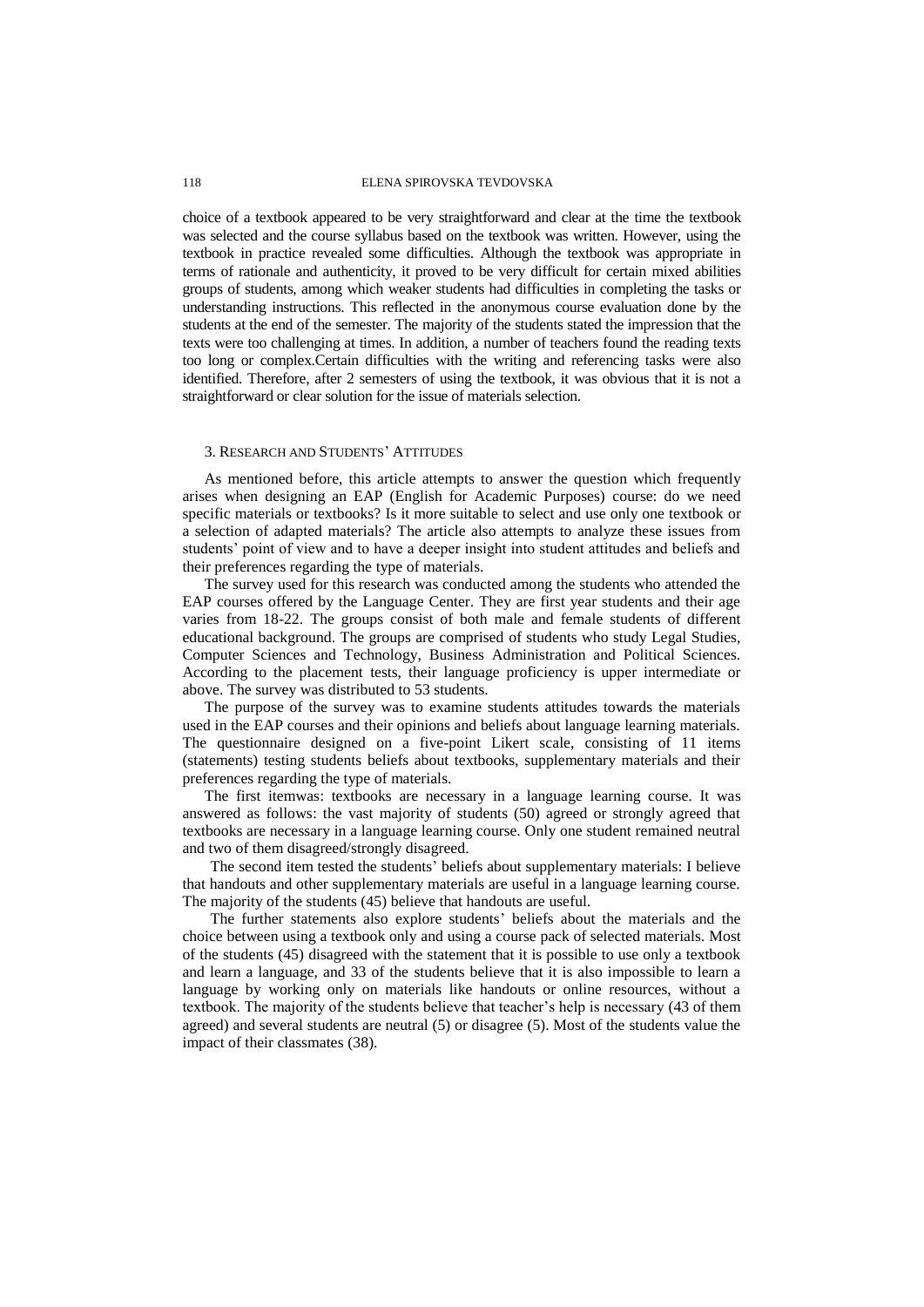choice of a textbook appeared to be very straightforward and clear at the time the textbook was selected and the course syllabus based on the textbook was written. However, using the textbook in practice revealed some difficulties. Although the textbook was appropriate in terms of rationale and authenticity, it proved to be very difficult for certain mixed abilities groups of students, among which weaker students had difficulties in completing the tasks or understanding instructions. This reflected in the anonymous course evaluation done by the students at the end of the semester. The majority of the students stated the impression that the texts were too challenging at times. In addition, a number of teachers found the reading texts too long or complex.Certain difficulties with the writing and referencing tasks were also identified. Therefore, after 2 semesters of using the textbook, it was obvious that it is not a straightforward or clear solution for the issue of materials selection.

## 3. Research and Students' Attitudes

As mentioned before, this article attempts to answer the question which frequently arises when designing an EAP (English for Academic Purposes) course: do we need specific materials or textbooks? Is it more suitable to select and use only one textbook or a selection of adapted materials? The article also attempts to analyze these issues from students' point of view and to have a deeper insight into student attitudes and beliefs and their preferences regarding the type of materials.

The survey used for this research was conducted among the students who attended the EAP courses offered by the Language Center. They are first year students and their age varies from 18-22. The groups consist of both male and female students of different educational background. The groups are comprised of students who study Legal Studies, Computer Sciences and Technology, Business Administration and Political Sciences. According to the placement tests, their language proficiency is upper intermediate or above. The survey was distributed to 53 students.

The purpose of the survey was to examine students attitudes towards the materials used in the EAP courses and their opinions and beliefs about language learning materials. The questionnaire designed on a five-point Likert scale, consisting of 11 items (statements) testing students beliefs about textbooks, supplementary materials and their preferences regarding the type of materials.

The first itemwas: textbooks are necessary in a language learning course. It was answered as follows: the vast majority of students (50) agreed or strongly agreed that textbooks are necessary in a language learning course. Only one student remained neutral and two of them disagreed/strongly disagreed.

The second item tested the students' beliefs about supplementary materials: I believe that handouts and other supplementary materials are useful in a language learning course. The majority of the students (45) believe that handouts are useful.

The further statements also explore students' beliefs about the materials and the choice between using a textbook only and using a course pack of selected materials. Most of the students (45) disagreed with the statement that it is possible to use only a textbook and learn a language, and 33 of the students believe that it is also impossible to learn a language by working only on materials like handouts or online resources, without a textbook. The majority of the students believe that teacher's help is necessary (43 of them agreed) and several students are neutral (5) or disagree (5). Most of the students value the impact of their classmates (38).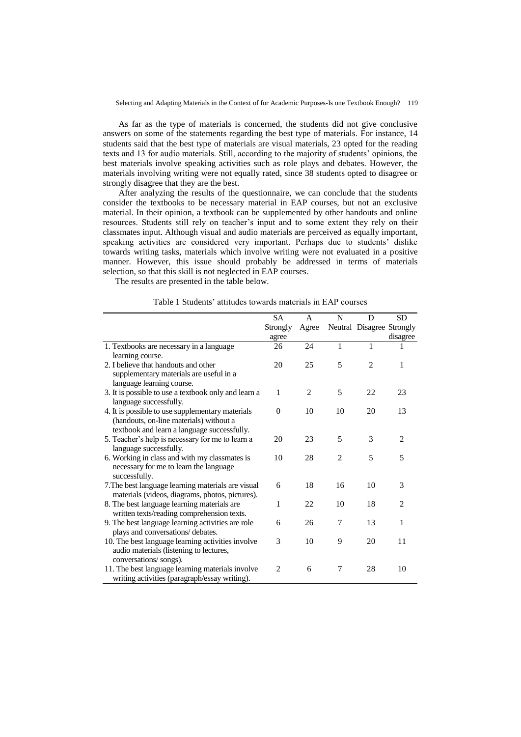As far as the type of materials is concerned, the students did not give conclusive answers on some of the statements regarding the best type of materials. For instance, 14 students said that the best type of materials are visual materials, 23 opted for the reading texts and 13 for audio materials. Still, according to the majority of students' opinions, the best materials involve speaking activities such as role plays and debates. However, the materials involving writing were not equally rated, since 38 students opted to disagree or strongly disagree that they are the best.

After analyzing the results of the questionnaire, we can conclude that the students consider the textbooks to be necessary material in EAP courses, but not an exclusive material. In their opinion, a textbook can be supplemented by other handouts and online resources. Students still rely on teacher's input and to some extent they rely on their classmates input. Although visual and audio materials are perceived as equally important, speaking activities are considered very important. Perhaps due to students' dislike towards writing tasks, materials which involve writing were not evaluated in a positive manner. However, this issue should probably be addressed in terms of materials selection, so that this skill is not neglected in EAP courses.

The results are presented in the table below.

Table 1 Students' attitudes towards materials in EAP courses

| | SA Strongly agree | A Agree | N Neutral | D Disagree | SD Strongly disagree |
|---|---|---|---|---|---|
| 1. Textbooks are necessary in a language learning course. | 26 | 24 | 1 | 1 | 1 |
| 2. I believe that handouts and other supplementary materials are useful in a language learning course. | 20 | 25 | 5 | 2 | 1 |
| 3. It is possible to use a textbook only and learn a language successfully. | 1 | 2 | 5 | 22 | 23 |
| 4. It is possible to use supplementary materials (handouts, on-line materials) without a textbook and learn a language successfully. | 0 | 10 | 10 | 20 | 13 |
| 5. Teacher's help is necessary for me to learn a language successfully. | 20 | 23 | 5 | 3 | 2 |
| 6. Working in class and with my classmates is necessary for me to learn the language successfully. | 10 | 28 | 2 | 5 | 5 |
| 7. The best language learning materials are visual materials (videos, diagrams, photos, pictures). | 6 | 18 | 16 | 10 | 3 |
| 8. The best language learning materials are written texts/reading comprehension texts. | 1 | 22 | 10 | 18 | 2 |
| 9. The best language learning activities are role plays and conversations/ debates. | 6 | 26 | 7 | 13 | 1 |
| 10. The best language learning activities involve audio materials (listening to lectures, conversations/ songs). | 3 | 10 | 9 | 20 | 11 |
| 11. The best language learning materials involve writing activities (paragraph/essay writing). | 2 | 6 | 7 | 28 | 10 |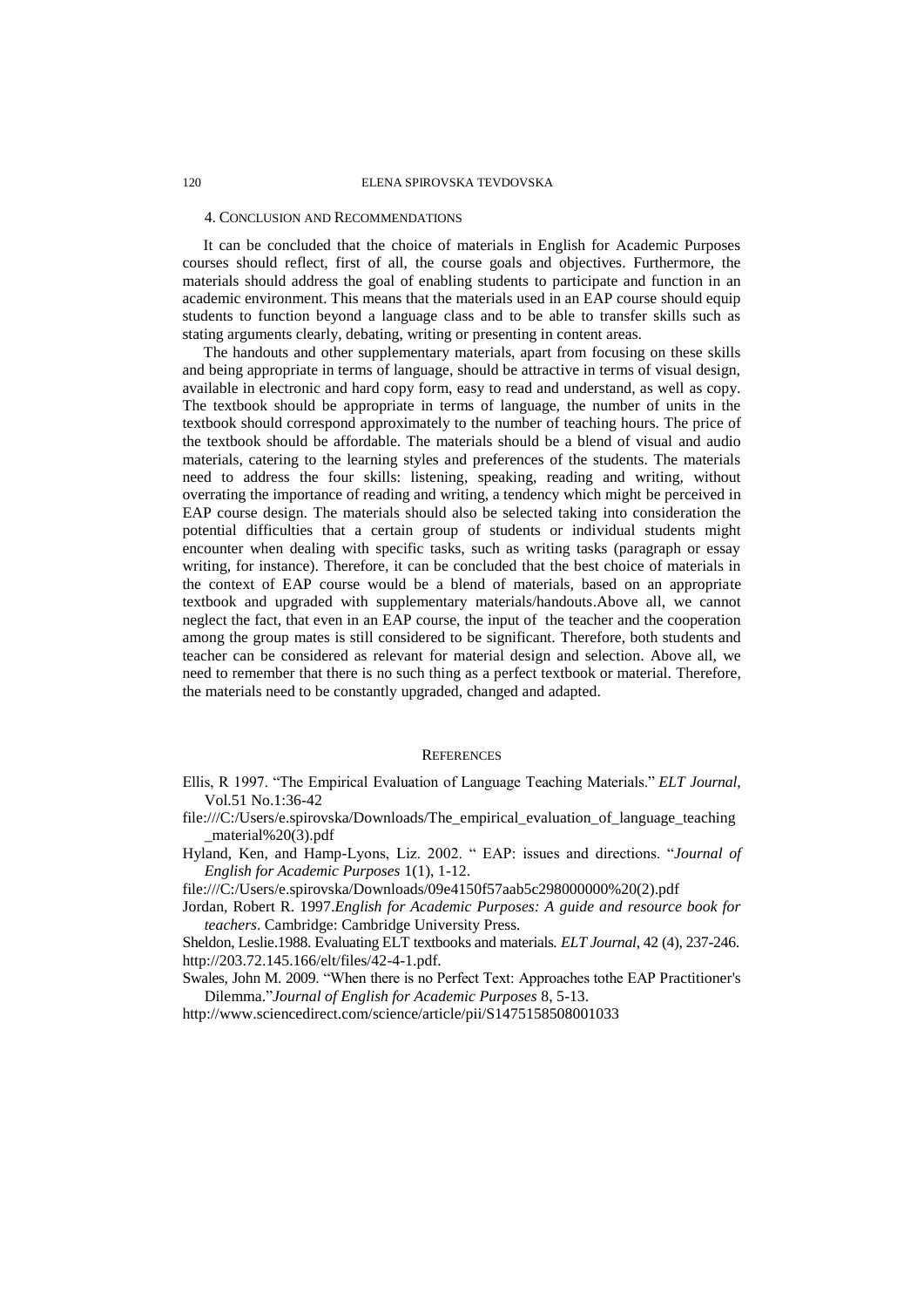## 4. Conclusion and Recommendations

It can be concluded that the choice of materials in English for Academic Purposes courses should reflect, first of all, the course goals and objectives. Furthermore, the materials should address the goal of enabling students to participate and function in an academic environment. This means that the materials used in an EAP course should equip students to function beyond a language class and to be able to transfer skills such as stating arguments clearly, debating, writing or presenting in content areas.

The handouts and other supplementary materials, apart from focusing on these skills and being appropriate in terms of language, should be attractive in terms of visual design, available in electronic and hard copy form, easy to read and understand, as well as copy. The textbook should be appropriate in terms of language, the number of units in the textbook should correspond approximately to the number of teaching hours. The price of the textbook should be affordable. The materials should be a blend of visual and audio materials, catering to the learning styles and preferences of the students. The materials need to address the four skills: listening, speaking, reading and writing, without overrating the importance of reading and writing, a tendency which might be perceived in EAP course design. The materials should also be selected taking into consideration the potential difficulties that a certain group of students or individual students might encounter when dealing with specific tasks, such as writing tasks (paragraph or essay writing, for instance). Therefore, it can be concluded that the best choice of materials in the context of EAP course would be a blend of materials, based on an appropriate textbook and upgraded with supplementary materials/handouts.Above all, we cannot neglect the fact, that even in an EAP course, the input of the teacher and the cooperation among the group mates is still considered to be significant. Therefore, both students and teacher can be considered as relevant for material design and selection. Above all, we need to remember that there is no such thing as a perfect textbook or material. Therefore, the materials need to be constantly upgraded, changed and adapted.

## References

Ellis, R 1997. "The Empirical Evaluation of Language Teaching Materials." *ELT Journal*, Vol.51 No.1:36-42

file:///C:/Users/e.spirovska/Downloads/The_empirical_evaluation_of_language_teaching_material%20(3).pdf

Hyland, Ken, and Hamp-Lyons, Liz. 2002. " EAP: issues and directions. "*Journal of English for Academic Purposes* 1(1), 1-12.

file:///C:/Users/e.spirovska/Downloads/09e4150f57aab5c298000000%20(2).pdf

Jordan, Robert R. 1997.*English for Academic Purposes: A guide and resource book for teachers*. Cambridge: Cambridge University Press.

Sheldon, Leslie.1988. Evaluating ELT textbooks and materials. *ELT Journal*, 42 (4), 237-246. http://203.72.145.166/elt/files/42-4-1.pdf.

Swales, John M. 2009. "When there is no Perfect Text: Approaches tothe EAP Practitioner's Dilemma."*Journal of English for Academic Purposes* 8, 5-13.

http://www.sciencedirect.com/science/article/pii/S1475158508001033